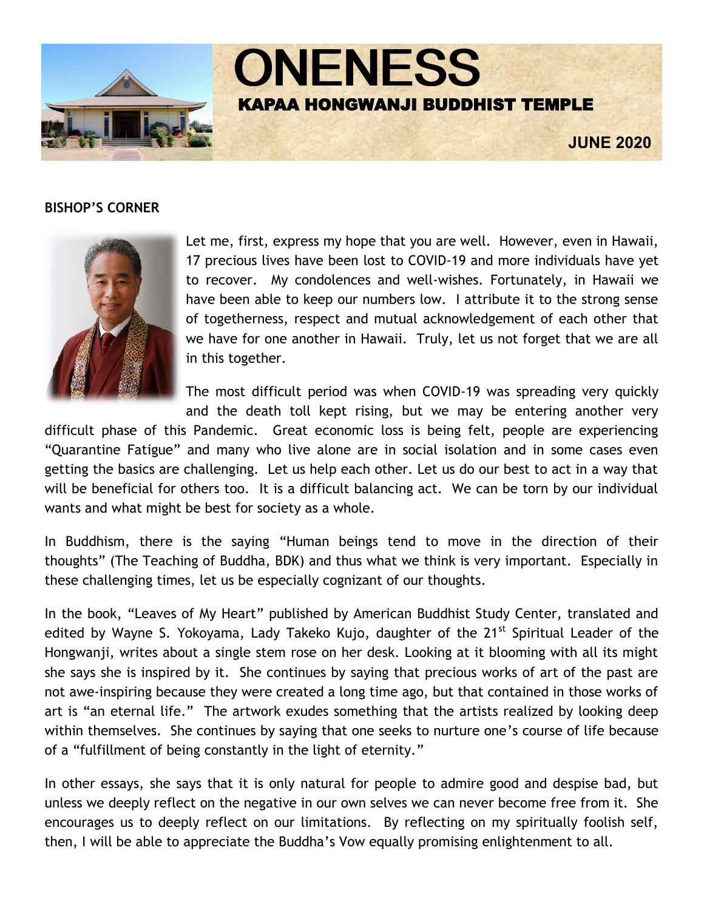# ONENESS

## KAPAA HONGWANJI BUDDHIST TEMPLE

**JUNE 2020**

**BISHOP'S CORNER**

Let me, first, express my hope that you are well. However, even in Hawaii, 17 precious lives have been lost to COVID-19 and more individuals have yet to recover. My condolences and well-wishes. Fortunately, in Hawaii we have been able to keep our numbers low. I attribute it to the strong sense of togetherness, respect and mutual acknowledgement of each other that we have for one another in Hawaii. Truly, let us not forget that we are all in this together.

The most difficult period was when COVID-19 was spreading very quickly and the death toll kept rising, but we may be entering another very difficult phase of this Pandemic. Great economic loss is being felt, people are experiencing "Quarantine Fatigue" and many who live alone are in social isolation and in some cases even getting the basics are challenging. Let us help each other. Let us do our best to act in a way that will be beneficial for others too. It is a difficult balancing act. We can be torn by our individual wants and what might be best for society as a whole.

In Buddhism, there is the saying "Human beings tend to move in the direction of their thoughts" (The Teaching of Buddha, BDK) and thus what we think is very important. Especially in these challenging times, let us be especially cognizant of our thoughts.

In the book, "Leaves of My Heart" published by American Buddhist Study Center, translated and edited by Wayne S. Yokoyama, Lady Takeko Kujo, daughter of the 21st Spiritual Leader of the Hongwanji, writes about a single stem rose on her desk. Looking at it blooming with all its might she says she is inspired by it. She continues by saying that precious works of art of the past are not awe-inspiring because they were created a long time ago, but that contained in those works of art is "an eternal life." The artwork exudes something that the artists realized by looking deep within themselves. She continues by saying that one seeks to nurture one's course of life because of a "fulfillment of being constantly in the light of eternity."

In other essays, she says that it is only natural for people to admire good and despise bad, but unless we deeply reflect on the negative in our own selves we can never become free from it. She encourages us to deeply reflect on our limitations. By reflecting on my spiritually foolish self, then, I will be able to appreciate the Buddha's Vow equally promising enlightenment to all.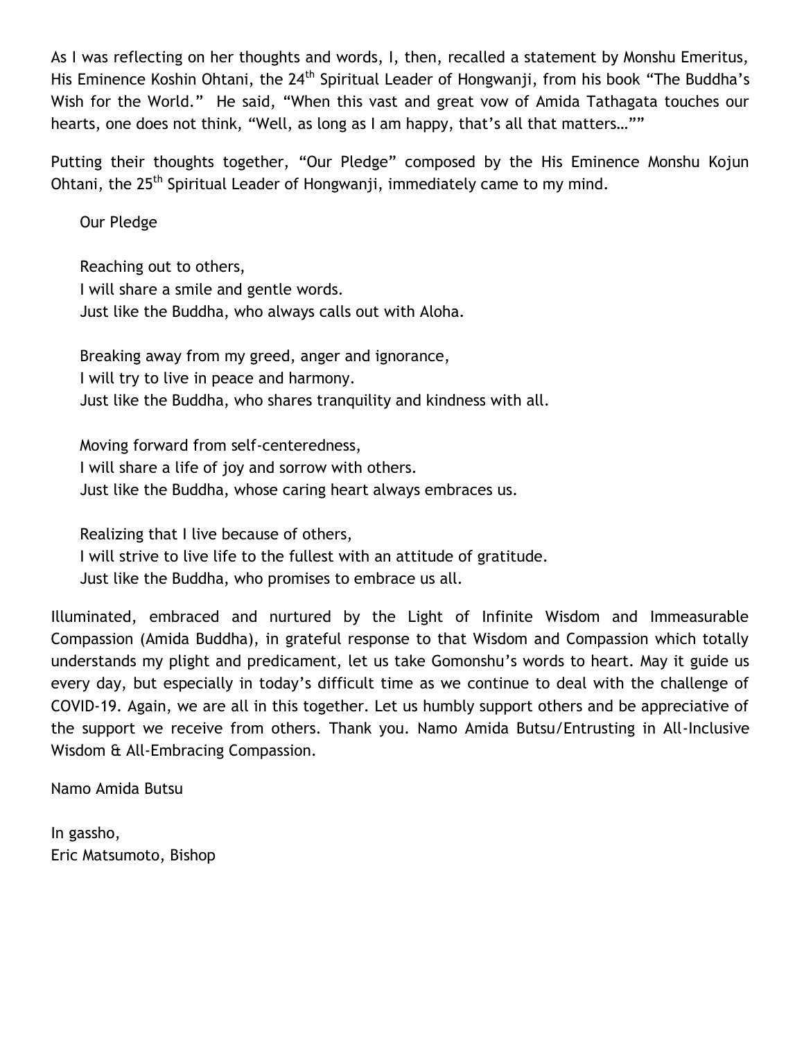As I was reflecting on her thoughts and words, I, then, recalled a statement by Monshu Emeritus, His Eminence Koshin Ohtani, the 24th Spiritual Leader of Hongwanji, from his book "The Buddha's Wish for the World." He said, "When this vast and great vow of Amida Tathagata touches our hearts, one does not think, "Well, as long as I am happy, that's all that matters…""

Putting their thoughts together, "Our Pledge" composed by the His Eminence Monshu Kojun Ohtani, the 25th Spiritual Leader of Hongwanji, immediately came to my mind.

> Our Pledge
>
> Reaching out to others,
> I will share a smile and gentle words.
> Just like the Buddha, who always calls out with Aloha.
>
> Breaking away from my greed, anger and ignorance,
> I will try to live in peace and harmony.
> Just like the Buddha, who shares tranquility and kindness with all.
>
> Moving forward from self-centeredness,
> I will share a life of joy and sorrow with others.
> Just like the Buddha, whose caring heart always embraces us.
>
> Realizing that I live because of others,
> I will strive to live life to the fullest with an attitude of gratitude.
> Just like the Buddha, who promises to embrace us all.

Illuminated, embraced and nurtured by the Light of Infinite Wisdom and Immeasurable Compassion (Amida Buddha), in grateful response to that Wisdom and Compassion which totally understands my plight and predicament, let us take Gomonshu's words to heart. May it guide us every day, but especially in today's difficult time as we continue to deal with the challenge of COVID-19. Again, we are all in this together. Let us humbly support others and be appreciative of the support we receive from others. Thank you. Namo Amida Butsu/Entrusting in All-Inclusive Wisdom & All-Embracing Compassion.

Namo Amida Butsu

In gassho,
Eric Matsumoto, Bishop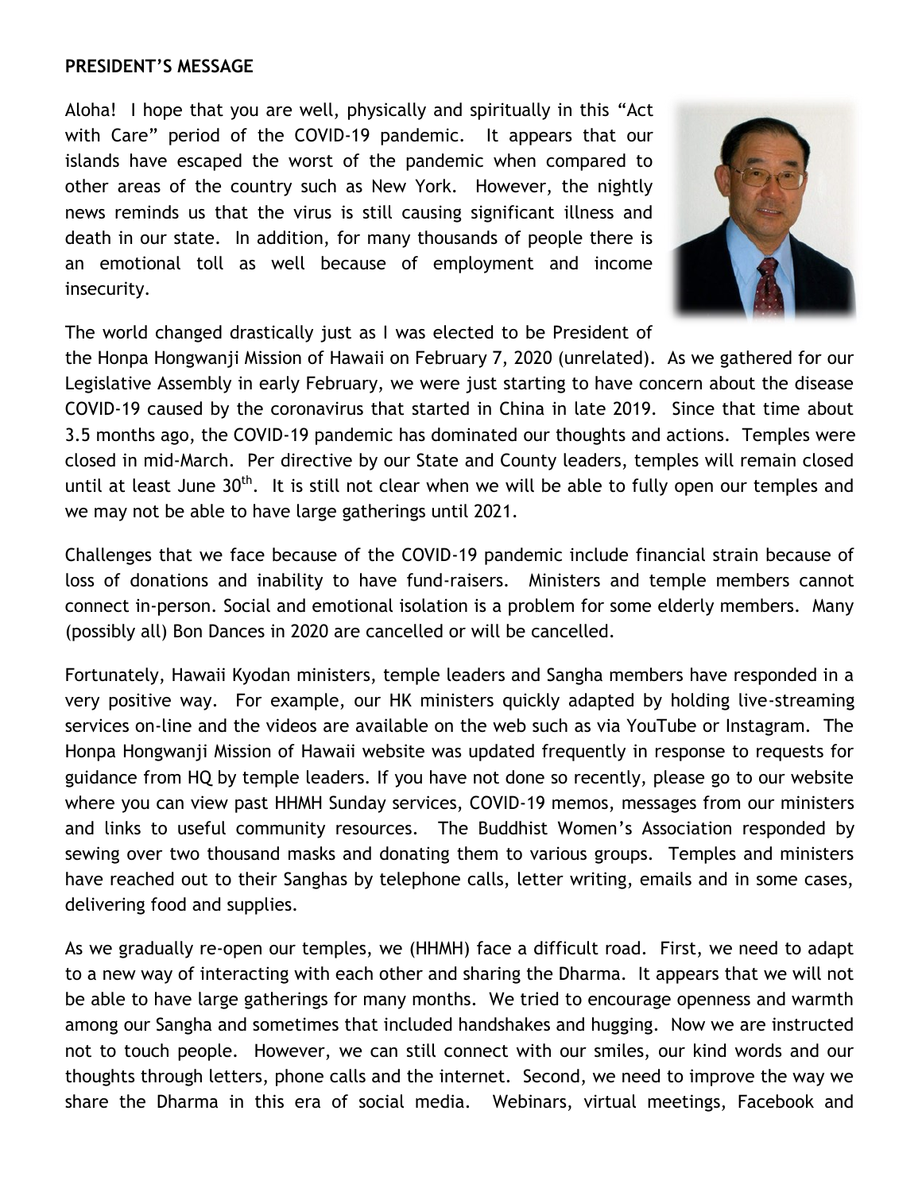**PRESIDENT'S MESSAGE**

Aloha! I hope that you are well, physically and spiritually in this "Act with Care" period of the COVID-19 pandemic. It appears that our islands have escaped the worst of the pandemic when compared to other areas of the country such as New York. However, the nightly news reminds us that the virus is still causing significant illness and death in our state. In addition, for many thousands of people there is an emotional toll as well because of employment and income insecurity.

The world changed drastically just as I was elected to be President of the Honpa Hongwanji Mission of Hawaii on February 7, 2020 (unrelated). As we gathered for our Legislative Assembly in early February, we were just starting to have concern about the disease COVID-19 caused by the coronavirus that started in China in late 2019. Since that time about 3.5 months ago, the COVID-19 pandemic has dominated our thoughts and actions. Temples were closed in mid-March. Per directive by our State and County leaders, temples will remain closed until at least June 30th. It is still not clear when we will be able to fully open our temples and we may not be able to have large gatherings until 2021.

Challenges that we face because of the COVID-19 pandemic include financial strain because of loss of donations and inability to have fund-raisers. Ministers and temple members cannot connect in-person. Social and emotional isolation is a problem for some elderly members. Many (possibly all) Bon Dances in 2020 are cancelled or will be cancelled.

Fortunately, Hawaii Kyodan ministers, temple leaders and Sangha members have responded in a very positive way. For example, our HK ministers quickly adapted by holding live-streaming services on-line and the videos are available on the web such as via YouTube or Instagram. The Honpa Hongwanji Mission of Hawaii website was updated frequently in response to requests for guidance from HQ by temple leaders. If you have not done so recently, please go to our website where you can view past HHMH Sunday services, COVID-19 memos, messages from our ministers and links to useful community resources. The Buddhist Women's Association responded by sewing over two thousand masks and donating them to various groups. Temples and ministers have reached out to their Sanghas by telephone calls, letter writing, emails and in some cases, delivering food and supplies.

As we gradually re-open our temples, we (HHMH) face a difficult road. First, we need to adapt to a new way of interacting with each other and sharing the Dharma. It appears that we will not be able to have large gatherings for many months. We tried to encourage openness and warmth among our Sangha and sometimes that included handshakes and hugging. Now we are instructed not to touch people. However, we can still connect with our smiles, our kind words and our thoughts through letters, phone calls and the internet. Second, we need to improve the way we share the Dharma in this era of social media. Webinars, virtual meetings, Facebook and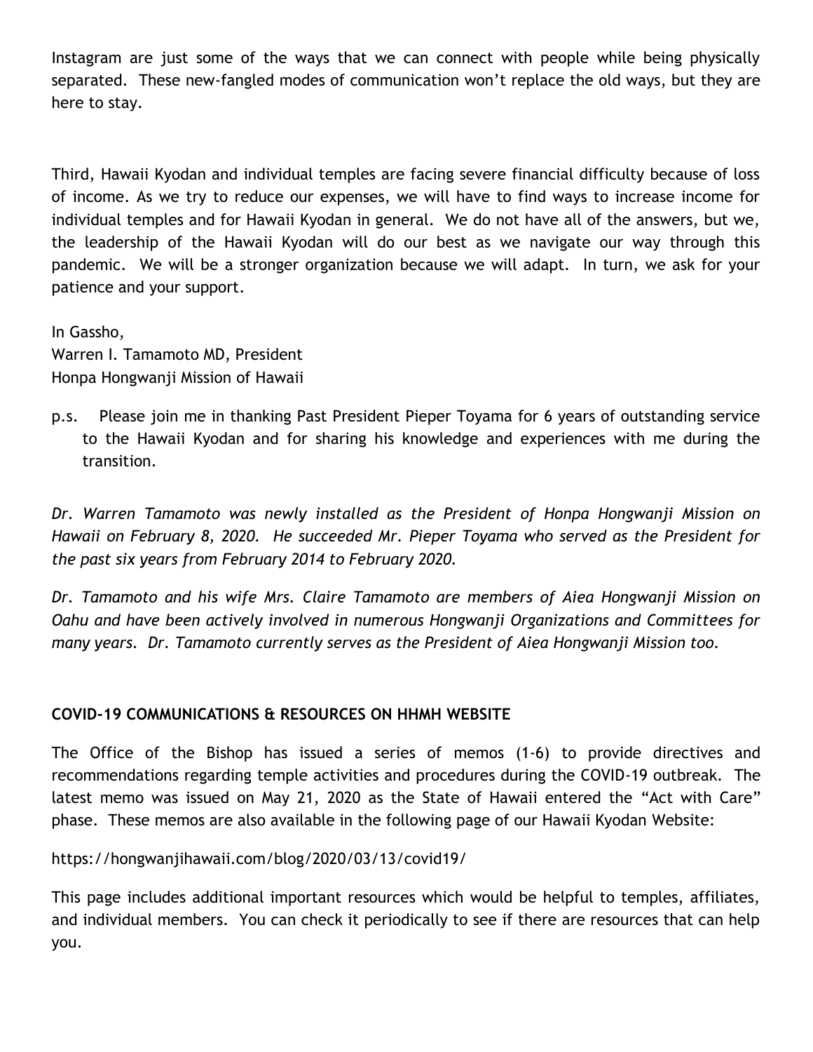Instagram are just some of the ways that we can connect with people while being physically separated. These new-fangled modes of communication won't replace the old ways, but they are here to stay.

Third, Hawaii Kyodan and individual temples are facing severe financial difficulty because of loss of income. As we try to reduce our expenses, we will have to find ways to increase income for individual temples and for Hawaii Kyodan in general. We do not have all of the answers, but we, the leadership of the Hawaii Kyodan will do our best as we navigate our way through this pandemic. We will be a stronger organization because we will adapt. In turn, we ask for your patience and your support.

In Gassho,
Warren I. Tamamoto MD, President
Honpa Hongwanji Mission of Hawaii

p.s. Please join me in thanking Past President Pieper Toyama for 6 years of outstanding service to the Hawaii Kyodan and for sharing his knowledge and experiences with me during the transition.

*Dr. Warren Tamamoto was newly installed as the President of Honpa Hongwanji Mission on Hawaii on February 8, 2020. He succeeded Mr. Pieper Toyama who served as the President for the past six years from February 2014 to February 2020.*

*Dr. Tamamoto and his wife Mrs. Claire Tamamoto are members of Aiea Hongwanji Mission on Oahu and have been actively involved in numerous Hongwanji Organizations and Committees for many years. Dr. Tamamoto currently serves as the President of Aiea Hongwanji Mission too.*

**COVID-19 COMMUNICATIONS & RESOURCES ON HHMH WEBSITE**

The Office of the Bishop has issued a series of memos (1-6) to provide directives and recommendations regarding temple activities and procedures during the COVID-19 outbreak. The latest memo was issued on May 21, 2020 as the State of Hawaii entered the "Act with Care" phase. These memos are also available in the following page of our Hawaii Kyodan Website:

https://hongwanjihawaii.com/blog/2020/03/13/covid19/

This page includes additional important resources which would be helpful to temples, affiliates, and individual members. You can check it periodically to see if there are resources that can help you.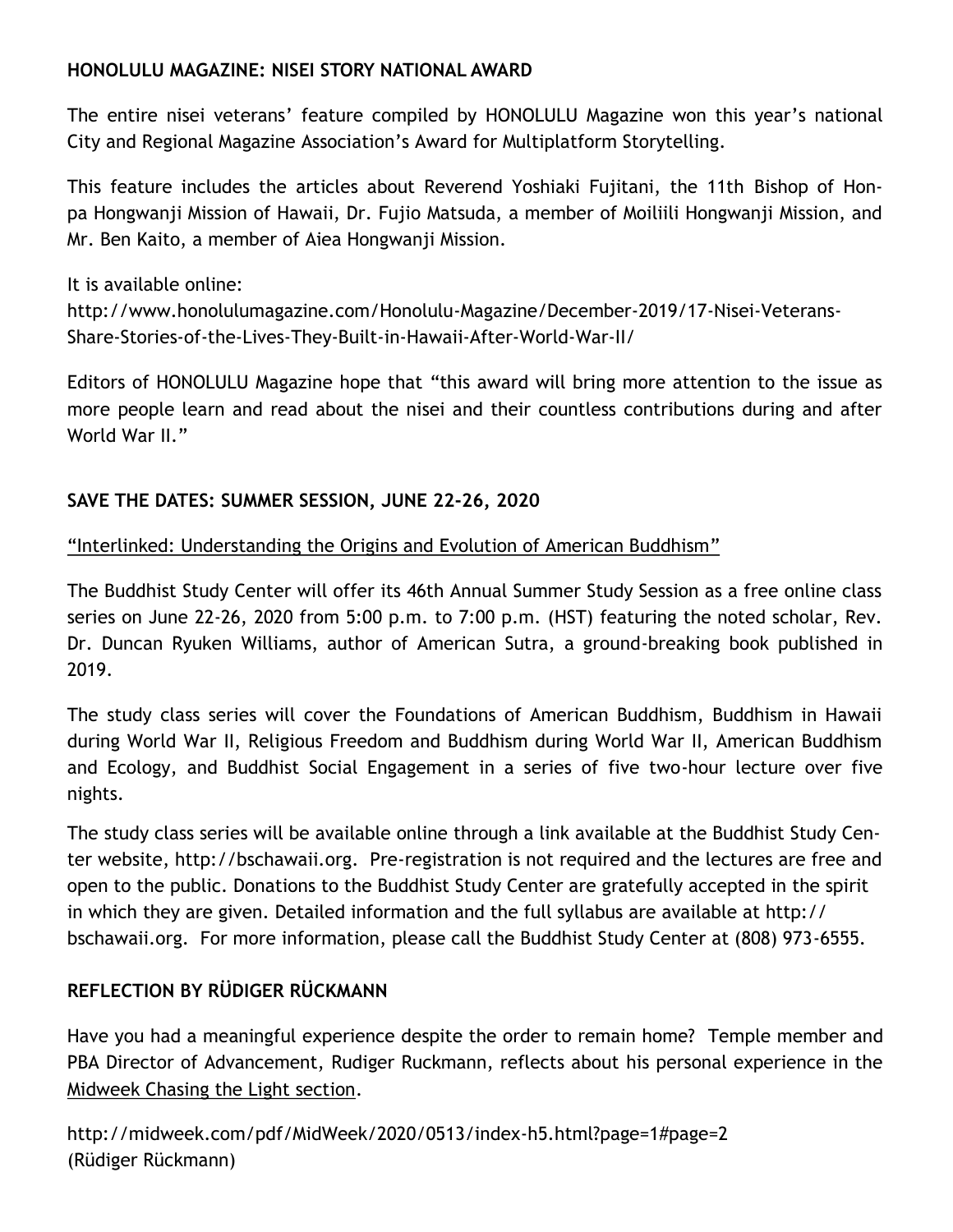**HONOLULU MAGAZINE: NISEI STORY NATIONAL AWARD**

The entire nisei veterans' feature compiled by HONOLULU Magazine won this year's national City and Regional Magazine Association's Award for Multiplatform Storytelling.

This feature includes the articles about Reverend Yoshiaki Fujitani, the 11th Bishop of Honpa Hongwanji Mission of Hawaii, Dr. Fujio Matsuda, a member of Moiliili Hongwanji Mission, and Mr. Ben Kaito, a member of Aiea Hongwanji Mission.

It is available online:
http://www.honolulumagazine.com/Honolulu-Magazine/December-2019/17-Nisei-Veterans-Share-Stories-of-the-Lives-They-Built-in-Hawaii-After-World-War-II/

Editors of HONOLULU Magazine hope that "this award will bring more attention to the issue as more people learn and read about the nisei and their countless contributions during and after World War II."

**SAVE THE DATES: SUMMER SESSION, JUNE 22-26, 2020**

"Interlinked: Understanding the Origins and Evolution of American Buddhism"

The Buddhist Study Center will offer its 46th Annual Summer Study Session as a free online class series on June 22-26, 2020 from 5:00 p.m. to 7:00 p.m. (HST) featuring the noted scholar, Rev. Dr. Duncan Ryuken Williams, author of American Sutra, a ground-breaking book published in 2019.

The study class series will cover the Foundations of American Buddhism, Buddhism in Hawaii during World War II, Religious Freedom and Buddhism during World War II, American Buddhism and Ecology, and Buddhist Social Engagement in a series of five two-hour lecture over five nights.

The study class series will be available online through a link available at the Buddhist Study Center website, http://bschawaii.org. Pre-registration is not required and the lectures are free and open to the public. Donations to the Buddhist Study Center are gratefully accepted in the spirit in which they are given. Detailed information and the full syllabus are available at http://bschawaii.org. For more information, please call the Buddhist Study Center at (808) 973-6555.

**REFLECTION BY RÜDIGER RÜCKMANN**

Have you had a meaningful experience despite the order to remain home? Temple member and PBA Director of Advancement, Rudiger Ruckmann, reflects about his personal experience in the Midweek Chasing the Light section.

http://midweek.com/pdf/MidWeek/2020/0513/index-h5.html?page=1#page=2
(Rüdiger Rückmann)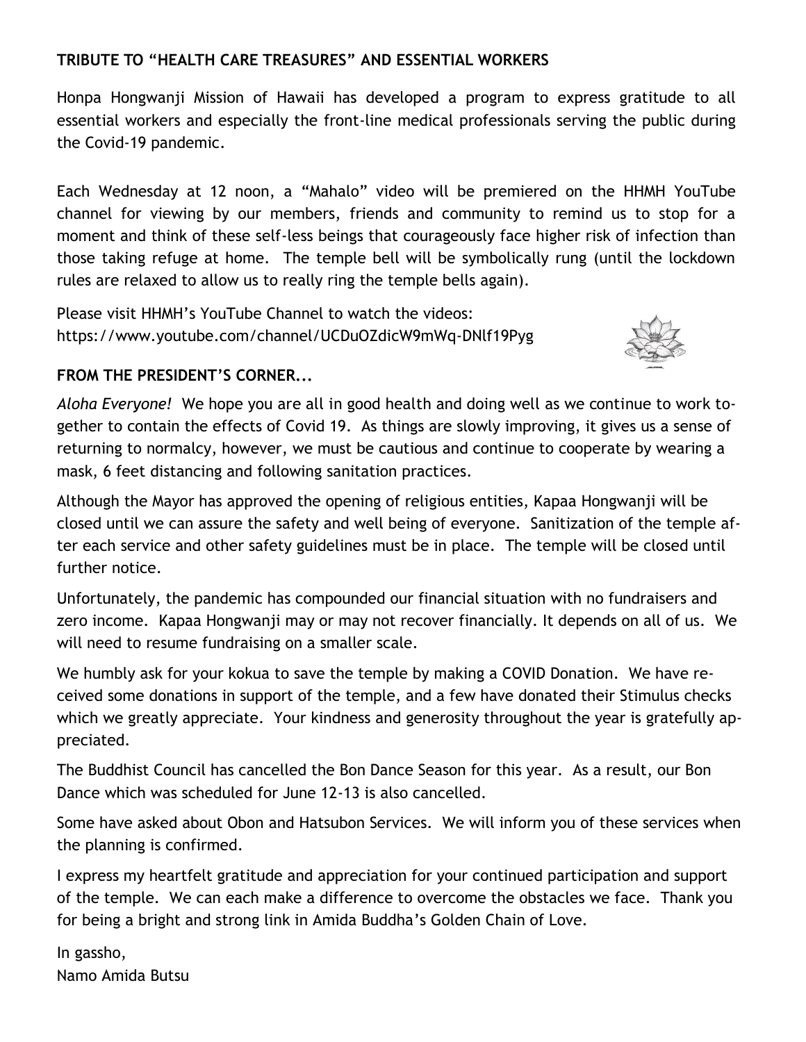**TRIBUTE TO "HEALTH CARE TREASURES" AND ESSENTIAL WORKERS**

Honpa Hongwanji Mission of Hawaii has developed a program to express gratitude to all essential workers and especially the front-line medical professionals serving the public during the Covid-19 pandemic.

Each Wednesday at 12 noon, a "Mahalo" video will be premiered on the HHMH YouTube channel for viewing by our members, friends and community to remind us to stop for a moment and think of these self-less beings that courageously face higher risk of infection than those taking refuge at home. The temple bell will be symbolically rung (until the lockdown rules are relaxed to allow us to really ring the temple bells again).

Please visit HHMH's YouTube Channel to watch the videos:
https://www.youtube.com/channel/UCDuOZdicW9mWq-DNlf19Pyg

**FROM THE PRESIDENT'S CORNER...**

*Aloha Everyone!* We hope you are all in good health and doing well as we continue to work together to contain the effects of Covid 19. As things are slowly improving, it gives us a sense of returning to normalcy, however, we must be cautious and continue to cooperate by wearing a mask, 6 feet distancing and following sanitation practices.

Although the Mayor has approved the opening of religious entities, Kapaa Hongwanji will be closed until we can assure the safety and well being of everyone. Sanitization of the temple after each service and other safety guidelines must be in place. The temple will be closed until further notice.

Unfortunately, the pandemic has compounded our financial situation with no fundraisers and zero income. Kapaa Hongwanji may or may not recover financially. It depends on all of us. We will need to resume fundraising on a smaller scale.

We humbly ask for your kokua to save the temple by making a COVID Donation. We have received some donations in support of the temple, and a few have donated their Stimulus checks which we greatly appreciate. Your kindness and generosity throughout the year is gratefully appreciated.

The Buddhist Council has cancelled the Bon Dance Season for this year. As a result, our Bon Dance which was scheduled for June 12-13 is also cancelled.

Some have asked about Obon and Hatsubon Services. We will inform you of these services when the planning is confirmed.

I express my heartfelt gratitude and appreciation for your continued participation and support of the temple. We can each make a difference to overcome the obstacles we face. Thank you for being a bright and strong link in Amida Buddha's Golden Chain of Love.

In gassho,
Namo Amida Butsu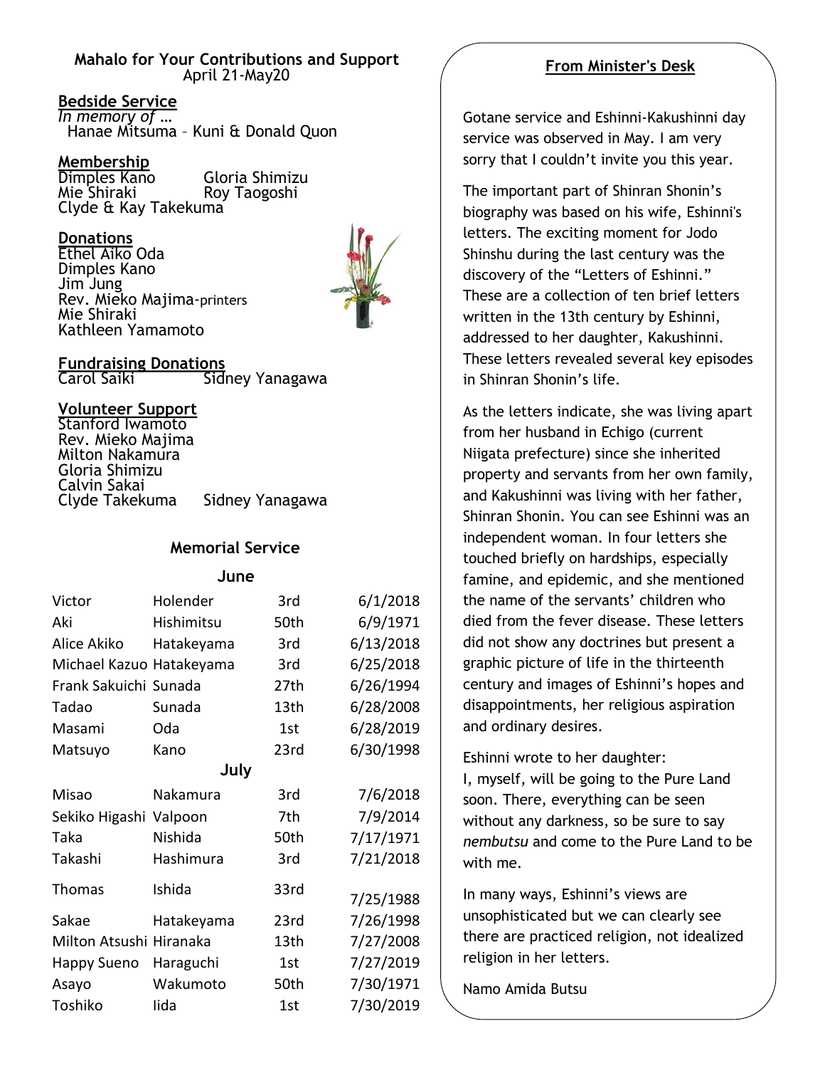## Mahalo for Your Contributions and Support

April 21-May20

### Bedside Service

*In memory of …*

Hanae Mitsuma – Kuni & Donald Quon

### Membership

Dimples Kano
Gloria Shimizu
Mie Shiraki
Roy Taogoshi
Clyde & Kay Takekuma

### Donations

Ethel Aiko Oda
Dimples Kano
Jim Jung
Rev. Mieko Majima-printers
Mie Shiraki
Kathleen Yamamoto

### Fundraising Donations

Carol Saiki
Sidney Yanagawa

### Volunteer Support

Stanford Iwamoto
Rev. Mieko Majima
Milton Nakamura
Gloria Shimizu
Calvin Sakai
Clyde Takekuma
Sidney Yanagawa

### Memorial Service

| | | | |
|---|---|---|---|
| **June** | | | |
| Victor | Holender | 3rd | 6/1/2018 |
| Aki | Hishimitsu | 50th | 6/9/1971 |
| Alice Akiko | Hatakeyama | 3rd | 6/13/2018 |
| Michael Kazuo | Hatakeyama | 3rd | 6/25/2018 |
| Frank Sakuichi | Sunada | 27th | 6/26/1994 |
| Tadao | Sunada | 13th | 6/28/2008 |
| Masami | Oda | 1st | 6/28/2019 |
| Matsuyo | Kano | 23rd | 6/30/1998 |
| **July** | | | |
| Misao | Nakamura | 3rd | 7/6/2018 |
| Sekiko Higashi | Valpoon | 7th | 7/9/2014 |
| Taka | Nishida | 50th | 7/17/1971 |
| Takashi | Hashimura | 3rd | 7/21/2018 |
| Thomas | Ishida | 33rd | 7/25/1988 |
| Sakae | Hatakeyama | 23rd | 7/26/1998 |
| Milton Atsushi | Hiranaka | 13th | 7/27/2008 |
| Happy Sueno | Haraguchi | 1st | 7/27/2019 |
| Asayo | Wakumoto | 50th | 7/30/1971 |
| Toshiko | Iida | 1st | 7/30/2019 |

## From Minister's Desk

Gotane service and Eshinni-Kakushinni day service was observed in May. I am very sorry that I couldn't invite you this year.

The important part of Shinran Shonin's biography was based on his wife, Eshinni's letters. The exciting moment for Jodo Shinshu during the last century was the discovery of the "Letters of Eshinni." These are a collection of ten brief letters written in the 13th century by Eshinni, addressed to her daughter, Kakushinni. These letters revealed several key episodes in Shinran Shonin's life.

As the letters indicate, she was living apart from her husband in Echigo (current Niigata prefecture) since she inherited property and servants from her own family, and Kakushinni was living with her father, Shinran Shonin. You can see Eshinni was an independent woman. In four letters she touched briefly on hardships, especially famine, and epidemic, and she mentioned the name of the servants' children who died from the fever disease. These letters did not show any doctrines but present a graphic picture of life in the thirteenth century and images of Eshinni's hopes and disappointments, her religious aspiration and ordinary desires.

Eshinni wrote to her daughter:
I, myself, will be going to the Pure Land soon. There, everything can be seen without any darkness, so be sure to say *nembutsu* and come to the Pure Land to be with me.

In many ways, Eshinni's views are unsophisticated but we can clearly see there are practiced religion, not idealized religion in her letters.

Namo Amida Butsu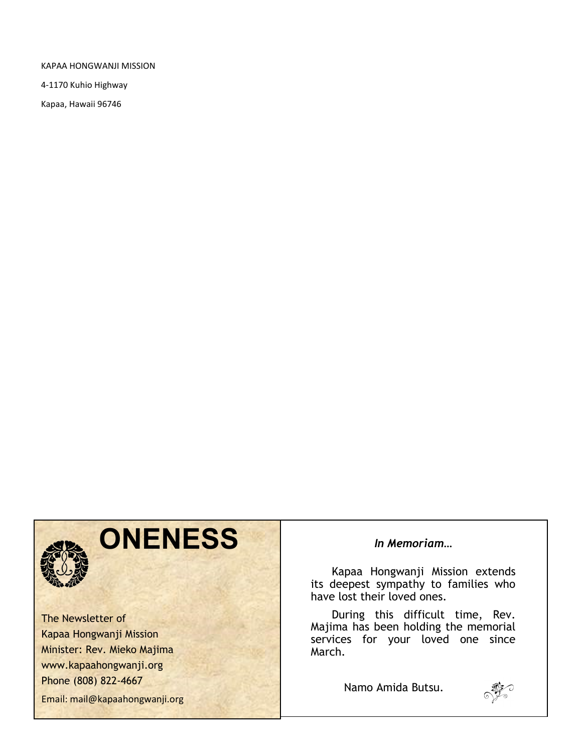KAPAA HONGWANJI MISSION

4-1170 Kuhio Highway

Kapaa, Hawaii 96746

# ONENESS

The Newsletter of
Kapaa Hongwanji Mission
Minister: Rev. Mieko Majima
www.kapaahongwanji.org
Phone (808) 822-4667
Email: mail@kapaahongwanji.org

***In Memoriam…***

Kapaa Hongwanji Mission extends its deepest sympathy to families who have lost their loved ones.

During this difficult time, Rev. Majima has been holding the memorial services for your loved one since March.

Namo Amida Butsu.